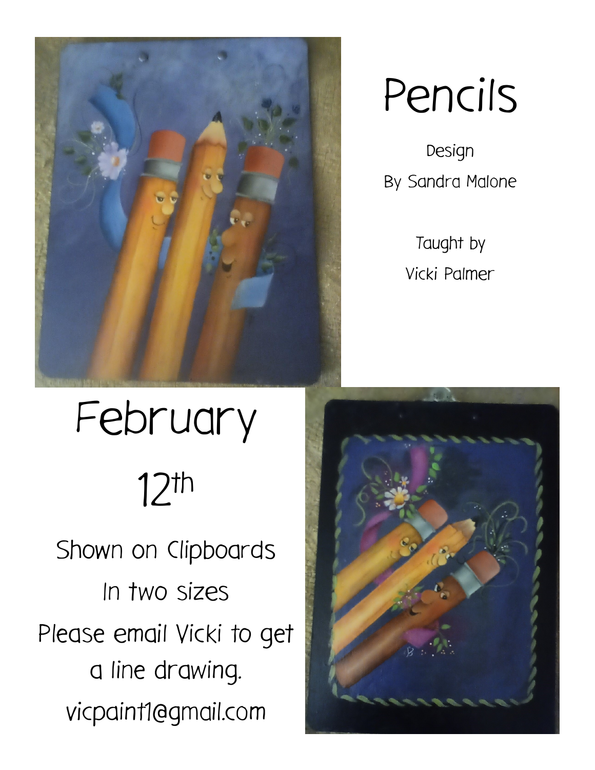# Pencils

Design

By Sandra Malone

Taught by

Vicki Palmer

## February 12th

Shown on Clipboards

In two sizes

Please email Vicki to get a line drawing.

vicpaint1@gmail.com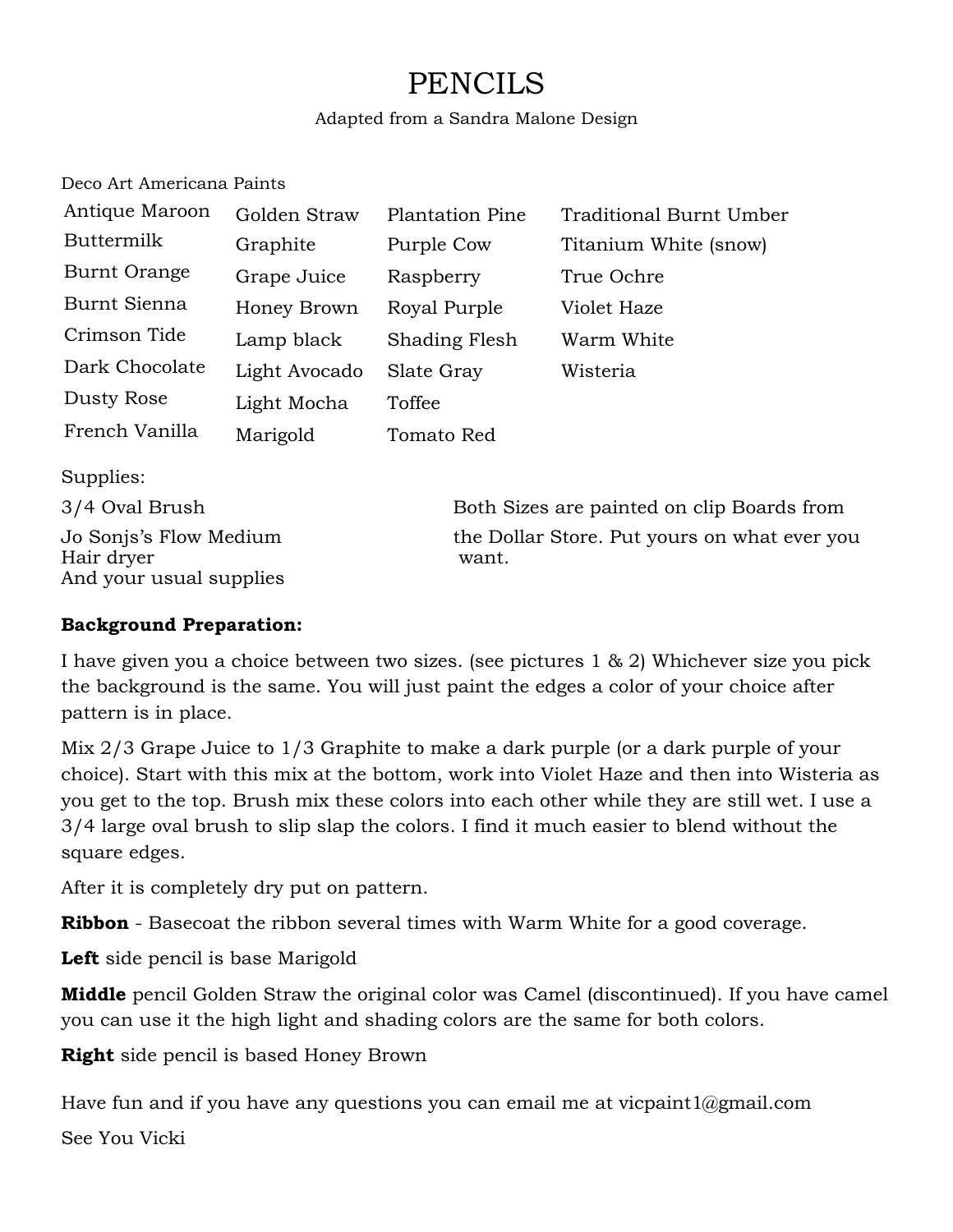# PENCILS

Adapted from a Sandra Malone Design

Deco Art Americana Paints

| | | | |
|---|---|---|---|
| Antique Maroon | Golden Straw | Plantation Pine | Traditional Burnt Umber |
| Buttermilk | Graphite | Purple Cow | Titanium White (snow) |
| Burnt Orange | Grape Juice | Raspberry | True Ochre |
| Burnt Sienna | Honey Brown | Royal Purple | Violet Haze |
| Crimson Tide | Lamp black | Shading Flesh | Warm White |
| Dark Chocolate | Light Avocado | Slate Gray | Wisteria |
| Dusty Rose | Light Mocha | Toffee | |
| French Vanilla | Marigold | Tomato Red | |

Supplies:

3/4 Oval Brush
Jo Sonjs's Flow Medium
Hair dryer
And your usual supplies

Both Sizes are painted on clip Boards from the Dollar Store. Put yours on what ever you want.

**Background Preparation:**

I have given you a choice between two sizes. (see pictures 1 & 2) Whichever size you pick the background is the same. You will just paint the edges a color of your choice after pattern is in place.

Mix 2/3 Grape Juice to 1/3 Graphite to make a dark purple (or a dark purple of your choice). Start with this mix at the bottom, work into Violet Haze and then into Wisteria as you get to the top. Brush mix these colors into each other while they are still wet. I use a 3/4 large oval brush to slip slap the colors. I find it much easier to blend without the square edges.

After it is completely dry put on pattern.

**Ribbon** - Basecoat the ribbon several times with Warm White for a good coverage.

**Left** side pencil is base Marigold

**Middle** pencil Golden Straw the original color was Camel (discontinued). If you have camel you can use it the high light and shading colors are the same for both colors.

**Right** side pencil is based Honey Brown

Have fun and if you have any questions you can email me at vicpaint1@gmail.com

See You Vicki